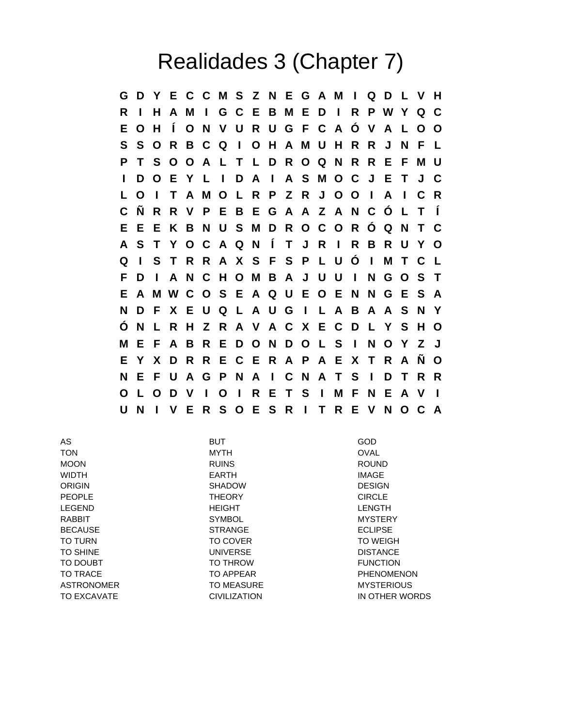# Realidades 3 (Chapter 7)

```
G D Y E C C M S Z N E G A M I Q D L V H
R I H A M I G C E B M E D I R P W Y Q C
E O H Í O N V U R U G F C A Ó V A L O O
S S O R B C Q I O H A M U H R R J N F L
P T S O O A L T L D R O Q N R R E F M U
I D O E Y L I D A I A S M O C J E T J C
L O I T A M O L R P Z R J O O I A I C R
C Ñ R R V P E B E G A A Z A N C Ó L T Í
E E E K B N U S M D R O C O R Ó Q N T C
A S T Y O C A Q N Í T J R I R B R U Y O
Q I S T R R A X S F S P L U Ó I M T C L
F D I A N C H O M B A J U U I N G O S T
E A M W C O S E A Q U E O E N N G E S A
N D F X E U Q L A U G I L A B A A S N Y
Ó N L R H Z R A V A C X E C D L Y S H O
M E F A B R E D O N D O L S I N O Y Z J
E Y X D R R E C E R A P A E X T R A Ñ O
N E F U A G P N A I C N A T S I D T R R
O L O D V I O I R E T S I M F N E A V I
U N I V E R S O E S R I T R E V N O C A
```

| | | |
|---|---|---|
| AS | BUT | GOD |
| TON | MYTH | OVAL |
| MOON | RUINS | ROUND |
| WIDTH | EARTH | IMAGE |
| ORIGIN | SHADOW | DESIGN |
| PEOPLE | THEORY | CIRCLE |
| LEGEND | HEIGHT | LENGTH |
| RABBIT | SYMBOL | MYSTERY |
| BECAUSE | STRANGE | ECLIPSE |
| TO TURN | TO COVER | TO WEIGH |
| TO SHINE | UNIVERSE | DISTANCE |
| TO DOUBT | TO THROW | FUNCTION |
| TO TRACE | TO APPEAR | PHENOMENON |
| ASTRONOMER | TO MEASURE | MYSTERIOUS |
| TO EXCAVATE | CIVILIZATION | IN OTHER WORDS |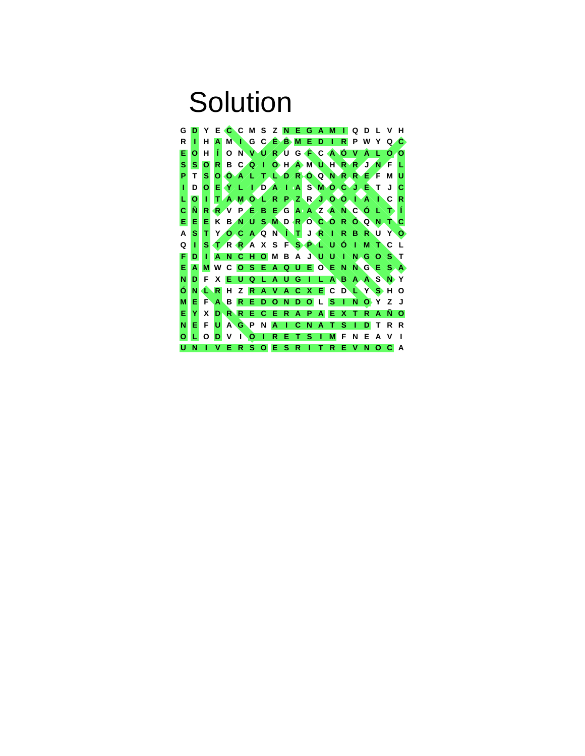# Solution

| | | | | | | | | | | | | | | | | | | | |
|---|---|---|---|---|---|---|---|---|---|---|---|---|---|---|---|---|---|---|---|
| G | D | Y | E | C | C | M | S | Z | N | E | G | A | M | I | Q | D | L | V | H |
| R | I | H | A | M | I | G | C | E | B | M | E | D | I | R | P | W | Y | Q | C |
| E | O | H | Í | O | N | V | U | R | U | G | F | C | A | Ó | V | A | L | O | O |
| S | S | O | R | B | C | Q | I | O | H | A | M | U | H | R | R | J | N | F | L |
| P | T | S | O | O | A | L | T | L | D | R | O | Q | N | R | R | E | F | M | U |
| I | D | O | E | Y | L | I | D | A | I | A | S | M | O | C | J | E | T | J | C |
| L | O | I | T | A | M | O | L | R | P | Z | R | J | O | O | I | A | I | C | R |
| C | Ñ | R | R | V | P | E | B | E | G | A | A | Z | A | N | C | Ó | L | T | Í |
| E | E | E | K | B | N | U | S | M | D | R | O | C | O | R | Ó | Q | N | T | C |
| A | S | T | Y | O | C | A | Q | N | Í | T | J | R | I | R | B | R | U | Y | O |
| Q | I | S | T | R | R | A | X | S | F | S | P | L | U | Ó | I | M | T | C | L |
| F | D | I | A | N | C | H | O | M | B | A | J | U | U | I | N | G | O | S | T |
| E | A | M | W | C | O | S | E | A | Q | U | E | O | E | N | N | G | E | S | A |
| N | D | F | X | E | U | Q | L | A | U | G | I | L | A | B | A | A | S | N | Y |
| Ó | N | L | R | H | Z | R | A | V | A | C | X | E | C | D | L | Y | S | H | O |
| M | E | F | A | B | R | E | D | O | N | D | O | L | S | I | N | O | Y | Z | J |
| E | Y | X | D | R | R | E | C | E | R | A | P | A | E | X | T | R | A | Ñ | O |
| N | E | F | U | A | G | P | N | A | I | C | N | A | T | S | I | D | T | R | R |
| O | L | O | D | V | I | O | I | R | E | T | S | I | M | F | N | E | A | V | I |
| U | N | I | V | E | R | S | O | E | S | R | I | T | R | E | V | N | O | C | A |